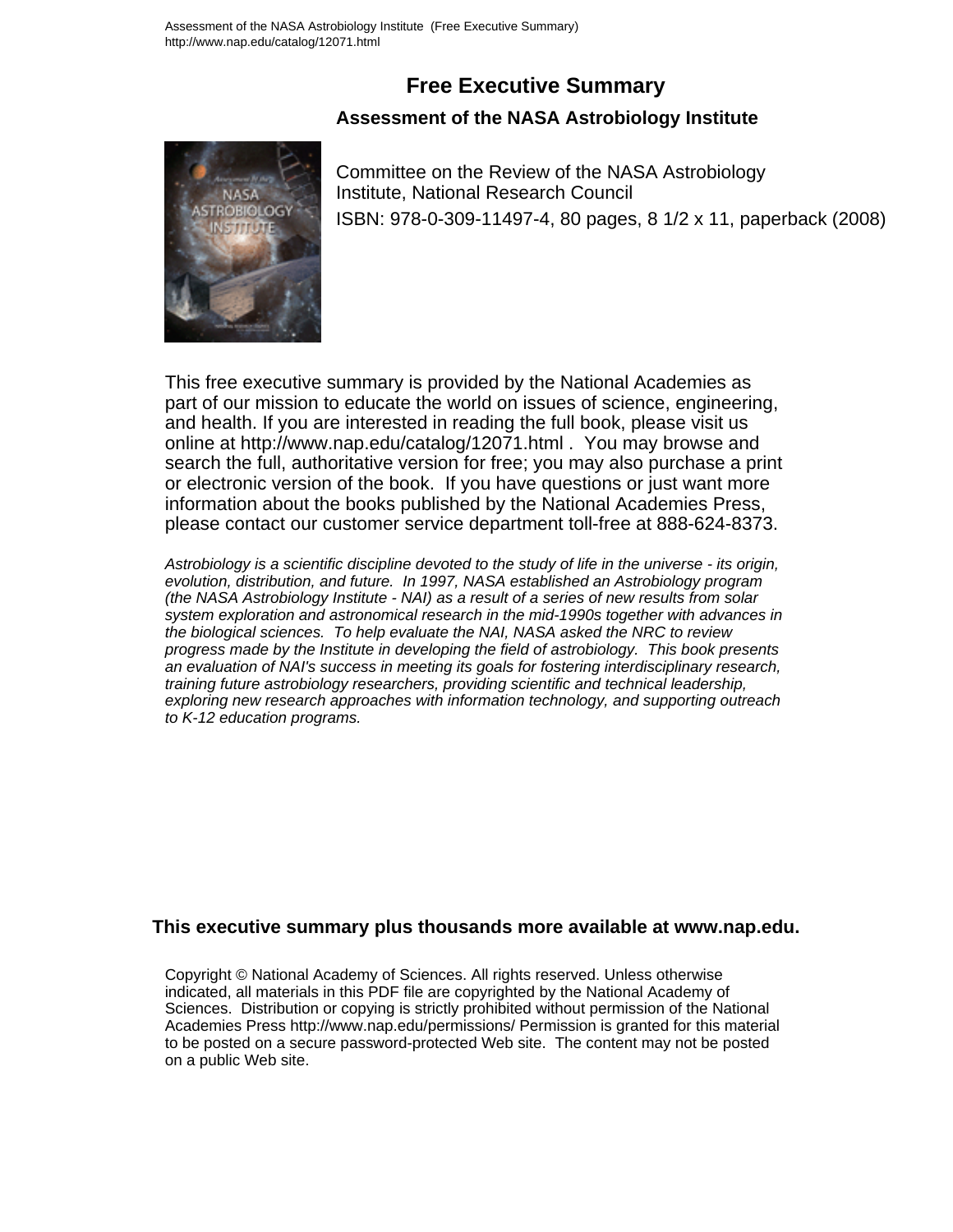# Free Executive Summary

## Assessment of the NASA Astrobiology Institute

Committee on the Review of the NASA Astrobiology Institute, National Research Council

ISBN: 978-0-309-11497-4, 80 pages, 8 1/2 x 11, paperback (2008)

This free executive summary is provided by the National Academies as part of our mission to educate the world on issues of science, engineering, and health. If you are interested in reading the full book, please visit us online at http://www.nap.edu/catalog/12071.html . You may browse and search the full, authoritative version for free; you may also purchase a print or electronic version of the book. If you have questions or just want more information about the books published by the National Academies Press, please contact our customer service department toll-free at 888-624-8373.

*Astrobiology is a scientific discipline devoted to the study of life in the universe - its origin, evolution, distribution, and future. In 1997, NASA established an Astrobiology program (the NASA Astrobiology Institute - NAI) as a result of a series of new results from solar system exploration and astronomical research in the mid-1990s together with advances in the biological sciences. To help evaluate the NAI, NASA asked the NRC to review progress made by the Institute in developing the field of astrobiology. This book presents an evaluation of NAI's success in meeting its goals for fostering interdisciplinary research, training future astrobiology researchers, providing scientific and technical leadership, exploring new research approaches with information technology, and supporting outreach to K-12 education programs.*

**This executive summary plus thousands more available at www.nap.edu.**

Copyright © National Academy of Sciences. All rights reserved. Unless otherwise indicated, all materials in this PDF file are copyrighted by the National Academy of Sciences. Distribution or copying is strictly prohibited without permission of the National Academies Press http://www.nap.edu/permissions/ Permission is granted for this material to be posted on a secure password-protected Web site. The content may not be posted on a public Web site.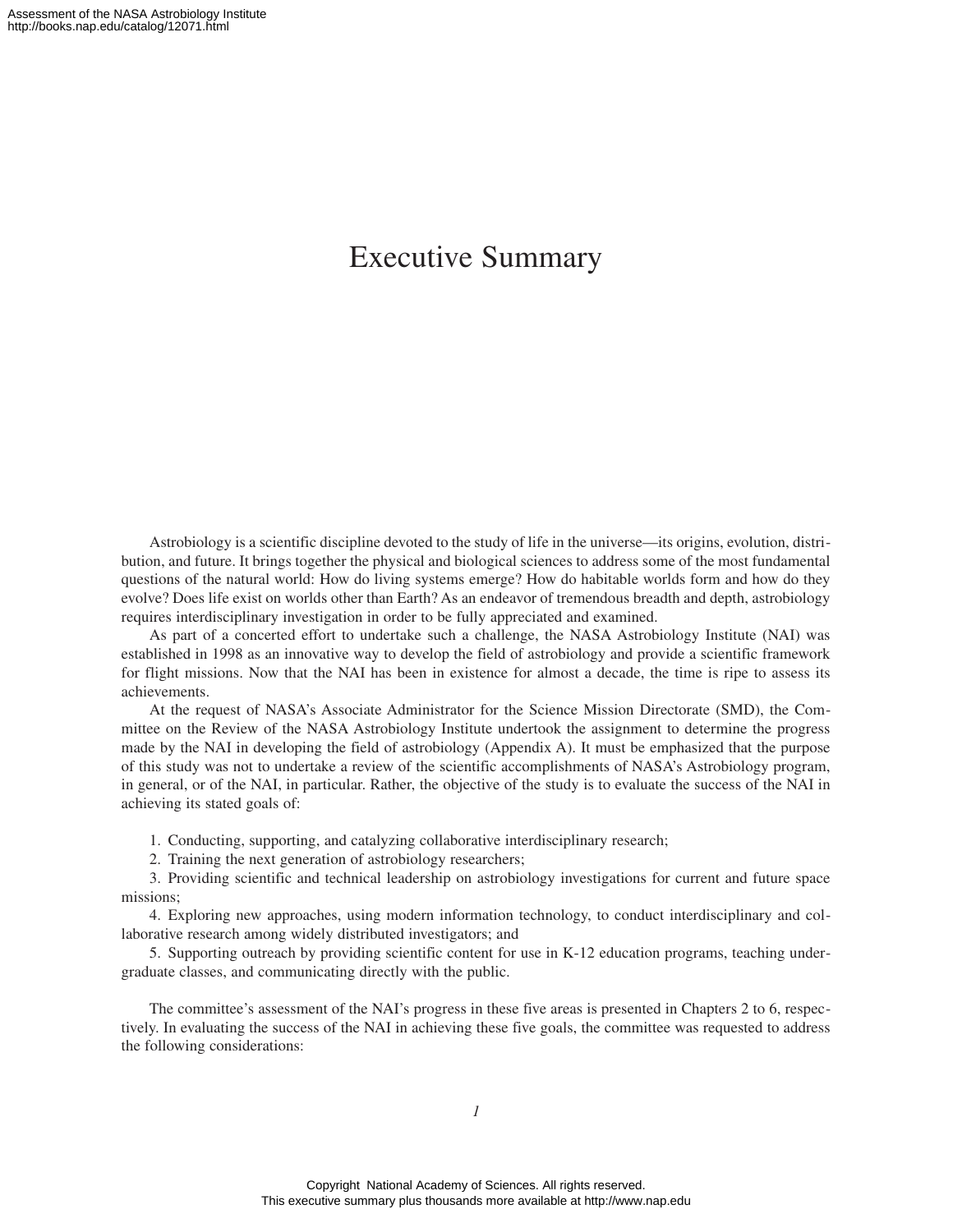# Executive Summary

Astrobiology is a scientific discipline devoted to the study of life in the universe—its origins, evolution, distribution, and future. It brings together the physical and biological sciences to address some of the most fundamental questions of the natural world: How do living systems emerge? How do habitable worlds form and how do they evolve? Does life exist on worlds other than Earth? As an endeavor of tremendous breadth and depth, astrobiology requires interdisciplinary investigation in order to be fully appreciated and examined.

As part of a concerted effort to undertake such a challenge, the NASA Astrobiology Institute (NAI) was established in 1998 as an innovative way to develop the field of astrobiology and provide a scientific framework for flight missions. Now that the NAI has been in existence for almost a decade, the time is ripe to assess its achievements.

At the request of NASA's Associate Administrator for the Science Mission Directorate (SMD), the Committee on the Review of the NASA Astrobiology Institute undertook the assignment to determine the progress made by the NAI in developing the field of astrobiology (Appendix A). It must be emphasized that the purpose of this study was not to undertake a review of the scientific accomplishments of NASA's Astrobiology program, in general, or of the NAI, in particular. Rather, the objective of the study is to evaluate the success of the NAI in achieving its stated goals of:

1. Conducting, supporting, and catalyzing collaborative interdisciplinary research;
2. Training the next generation of astrobiology researchers;
3. Providing scientific and technical leadership on astrobiology investigations for current and future space missions;
4. Exploring new approaches, using modern information technology, to conduct interdisciplinary and collaborative research among widely distributed investigators; and
5. Supporting outreach by providing scientific content for use in K-12 education programs, teaching undergraduate classes, and communicating directly with the public.

The committee's assessment of the NAI's progress in these five areas is presented in Chapters 2 to 6, respectively. In evaluating the success of the NAI in achieving these five goals, the committee was requested to address the following considerations: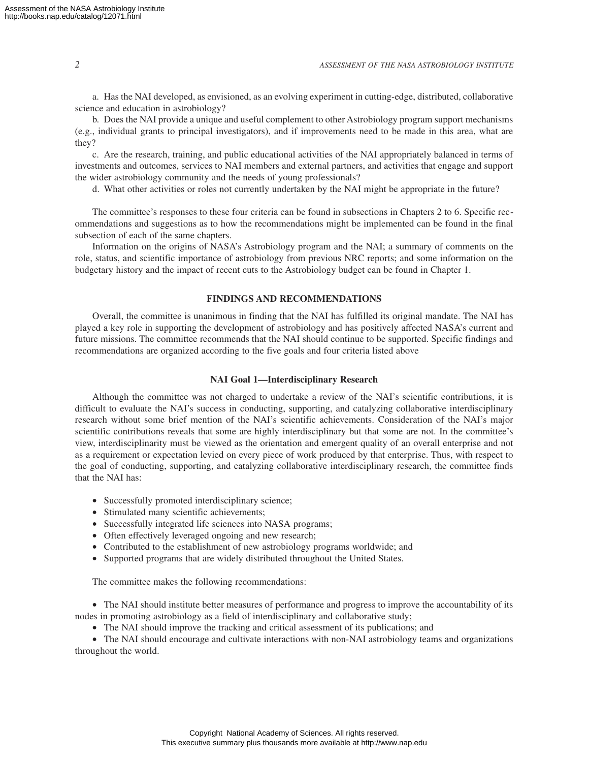a. Has the NAI developed, as envisioned, as an evolving experiment in cutting-edge, distributed, collaborative science and education in astrobiology?

b. Does the NAI provide a unique and useful complement to other Astrobiology program support mechanisms (e.g., individual grants to principal investigators), and if improvements need to be made in this area, what are they?

c. Are the research, training, and public educational activities of the NAI appropriately balanced in terms of investments and outcomes, services to NAI members and external partners, and activities that engage and support the wider astrobiology community and the needs of young professionals?

d. What other activities or roles not currently undertaken by the NAI might be appropriate in the future?

The committee's responses to these four criteria can be found in subsections in Chapters 2 to 6. Specific recommendations and suggestions as to how the recommendations might be implemented can be found in the final subsection of each of the same chapters.

Information on the origins of NASA's Astrobiology program and the NAI; a summary of comments on the role, status, and scientific importance of astrobiology from previous NRC reports; and some information on the budgetary history and the impact of recent cuts to the Astrobiology budget can be found in Chapter 1.

## FINDINGS AND RECOMMENDATIONS

Overall, the committee is unanimous in finding that the NAI has fulfilled its original mandate. The NAI has played a key role in supporting the development of astrobiology and has positively affected NASA's current and future missions. The committee recommends that the NAI should continue to be supported. Specific findings and recommendations are organized according to the five goals and four criteria listed above

### NAI Goal 1—Interdisciplinary Research

Although the committee was not charged to undertake a review of the NAI's scientific contributions, it is difficult to evaluate the NAI's success in conducting, supporting, and catalyzing collaborative interdisciplinary research without some brief mention of the NAI's scientific achievements. Consideration of the NAI's major scientific contributions reveals that some are highly interdisciplinary but that some are not. In the committee's view, interdisciplinarity must be viewed as the orientation and emergent quality of an overall enterprise and not as a requirement or expectation levied on every piece of work produced by that enterprise. Thus, with respect to the goal of conducting, supporting, and catalyzing collaborative interdisciplinary research, the committee finds that the NAI has:

- Successfully promoted interdisciplinary science;
- Stimulated many scientific achievements;
- Successfully integrated life sciences into NASA programs;
- Often effectively leveraged ongoing and new research;
- Contributed to the establishment of new astrobiology programs worldwide; and
- Supported programs that are widely distributed throughout the United States.

The committee makes the following recommendations:

- The NAI should institute better measures of performance and progress to improve the accountability of its nodes in promoting astrobiology as a field of interdisciplinary and collaborative study;
- The NAI should improve the tracking and critical assessment of its publications; and
- The NAI should encourage and cultivate interactions with non-NAI astrobiology teams and organizations throughout the world.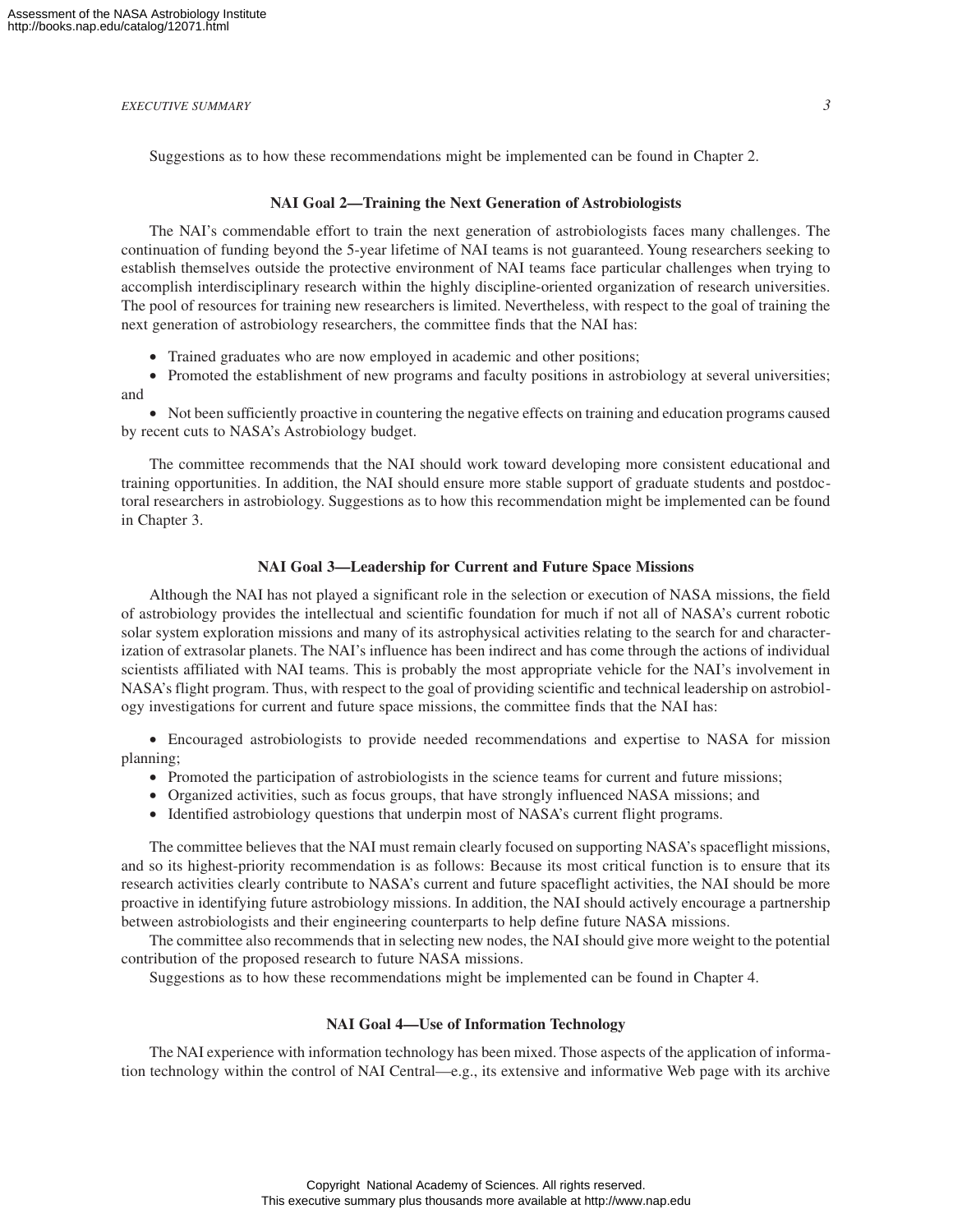Suggestions as to how these recommendations might be implemented can be found in Chapter 2.

### NAI Goal 2—Training the Next Generation of Astrobiologists

The NAI's commendable effort to train the next generation of astrobiologists faces many challenges. The continuation of funding beyond the 5-year lifetime of NAI teams is not guaranteed. Young researchers seeking to establish themselves outside the protective environment of NAI teams face particular challenges when trying to accomplish interdisciplinary research within the highly discipline-oriented organization of research universities. The pool of resources for training new researchers is limited. Nevertheless, with respect to the goal of training the next generation of astrobiology researchers, the committee finds that the NAI has:

- Trained graduates who are now employed in academic and other positions;
- Promoted the establishment of new programs and faculty positions in astrobiology at several universities; and
- Not been sufficiently proactive in countering the negative effects on training and education programs caused by recent cuts to NASA's Astrobiology budget.

The committee recommends that the NAI should work toward developing more consistent educational and training opportunities. In addition, the NAI should ensure more stable support of graduate students and postdoctoral researchers in astrobiology. Suggestions as to how this recommendation might be implemented can be found in Chapter 3.

### NAI Goal 3—Leadership for Current and Future Space Missions

Although the NAI has not played a significant role in the selection or execution of NASA missions, the field of astrobiology provides the intellectual and scientific foundation for much if not all of NASA's current robotic solar system exploration missions and many of its astrophysical activities relating to the search for and characterization of extrasolar planets. The NAI's influence has been indirect and has come through the actions of individual scientists affiliated with NAI teams. This is probably the most appropriate vehicle for the NAI's involvement in NASA's flight program. Thus, with respect to the goal of providing scientific and technical leadership on astrobiology investigations for current and future space missions, the committee finds that the NAI has:

- Encouraged astrobiologists to provide needed recommendations and expertise to NASA for mission planning;
- Promoted the participation of astrobiologists in the science teams for current and future missions;
- Organized activities, such as focus groups, that have strongly influenced NASA missions; and
- Identified astrobiology questions that underpin most of NASA's current flight programs.

The committee believes that the NAI must remain clearly focused on supporting NASA's spaceflight missions, and so its highest-priority recommendation is as follows: Because its most critical function is to ensure that its research activities clearly contribute to NASA's current and future spaceflight activities, the NAI should be more proactive in identifying future astrobiology missions. In addition, the NAI should actively encourage a partnership between astrobiologists and their engineering counterparts to help define future NASA missions.

The committee also recommends that in selecting new nodes, the NAI should give more weight to the potential contribution of the proposed research to future NASA missions.

Suggestions as to how these recommendations might be implemented can be found in Chapter 4.

### NAI Goal 4—Use of Information Technology

The NAI experience with information technology has been mixed. Those aspects of the application of information technology within the control of NAI Central—e.g., its extensive and informative Web page with its archive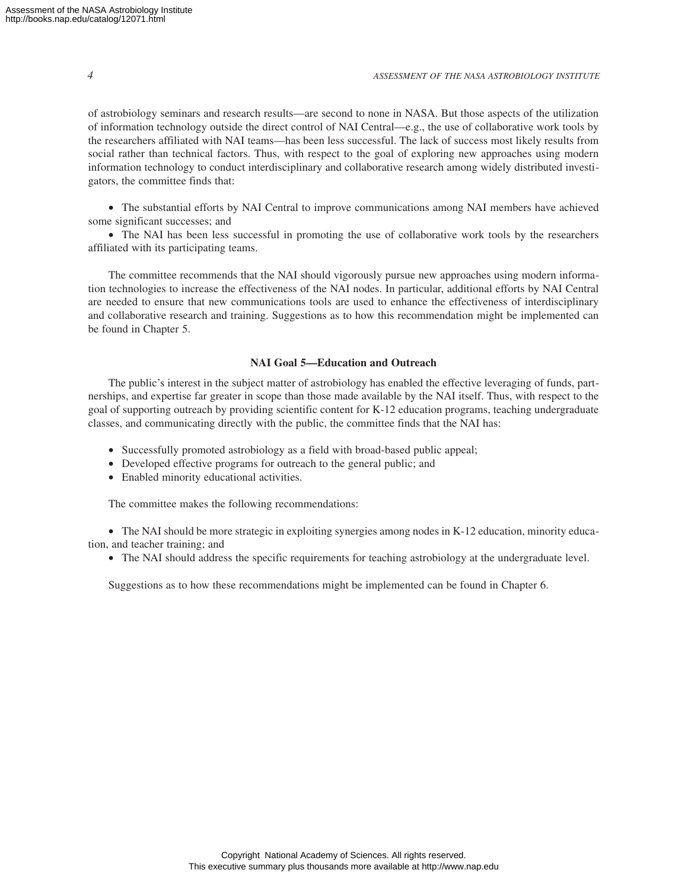of astrobiology seminars and research results—are second to none in NASA. But those aspects of the utilization of information technology outside the direct control of NAI Central—e.g., the use of collaborative work tools by the researchers affiliated with NAI teams—has been less successful. The lack of success most likely results from social rather than technical factors. Thus, with respect to the goal of exploring new approaches using modern information technology to conduct interdisciplinary and collaborative research among widely distributed investigators, the committee finds that:

- The substantial efforts by NAI Central to improve communications among NAI members have achieved some significant successes; and
- The NAI has been less successful in promoting the use of collaborative work tools by the researchers affiliated with its participating teams.

The committee recommends that the NAI should vigorously pursue new approaches using modern information technologies to increase the effectiveness of the NAI nodes. In particular, additional efforts by NAI Central are needed to ensure that new communications tools are used to enhance the effectiveness of interdisciplinary and collaborative research and training. Suggestions as to how this recommendation might be implemented can be found in Chapter 5.

### NAI Goal 5—Education and Outreach

The public's interest in the subject matter of astrobiology has enabled the effective leveraging of funds, partnerships, and expertise far greater in scope than those made available by the NAI itself. Thus, with respect to the goal of supporting outreach by providing scientific content for K-12 education programs, teaching undergraduate classes, and communicating directly with the public, the committee finds that the NAI has:

- Successfully promoted astrobiology as a field with broad-based public appeal;
- Developed effective programs for outreach to the general public; and
- Enabled minority educational activities.

The committee makes the following recommendations:

- The NAI should be more strategic in exploiting synergies among nodes in K-12 education, minority education, and teacher training; and
- The NAI should address the specific requirements for teaching astrobiology at the undergraduate level.

Suggestions as to how these recommendations might be implemented can be found in Chapter 6.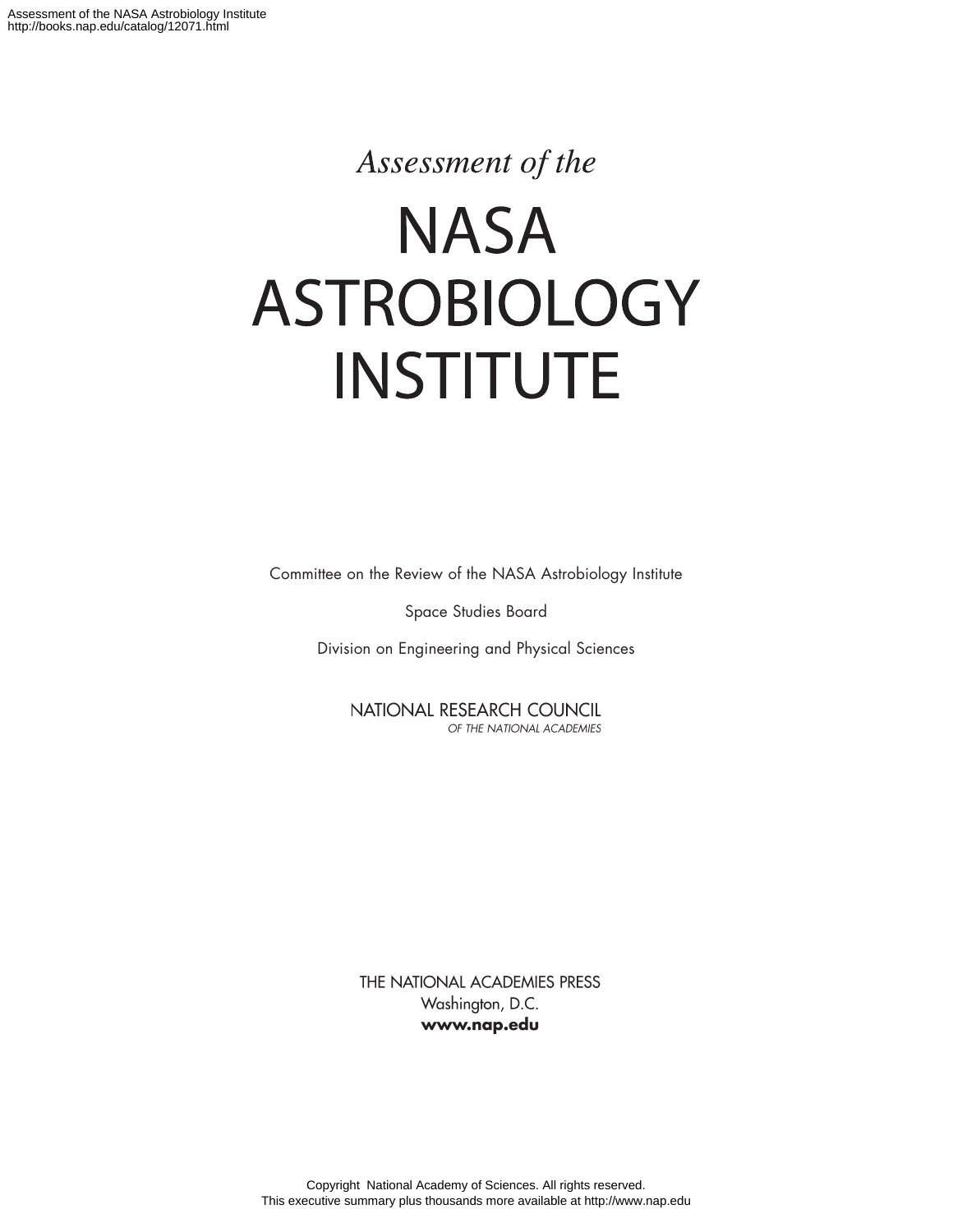*Assessment of the*

# NASA ASTROBIOLOGY INSTITUTE

Committee on the Review of the NASA Astrobiology Institute

Space Studies Board

Division on Engineering and Physical Sciences

NATIONAL RESEARCH COUNCIL
*OF THE NATIONAL ACADEMIES*

THE NATIONAL ACADEMIES PRESS
Washington, D.C.
**www.nap.edu**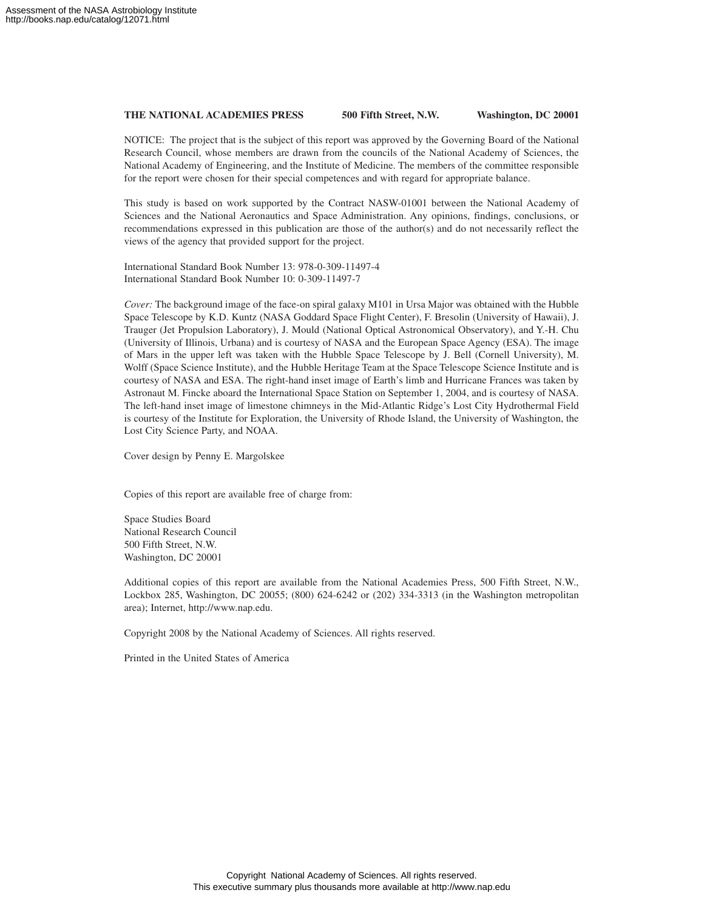**THE NATIONAL ACADEMIES PRESS 500 Fifth Street, N.W. Washington, DC 20001**

NOTICE: The project that is the subject of this report was approved by the Governing Board of the National Research Council, whose members are drawn from the councils of the National Academy of Sciences, the National Academy of Engineering, and the Institute of Medicine. The members of the committee responsible for the report were chosen for their special competences and with regard for appropriate balance.

This study is based on work supported by the Contract NASW-01001 between the National Academy of Sciences and the National Aeronautics and Space Administration. Any opinions, findings, conclusions, or recommendations expressed in this publication are those of the author(s) and do not necessarily reflect the views of the agency that provided support for the project.

International Standard Book Number 13: 978-0-309-11497-4
International Standard Book Number 10: 0-309-11497-7

*Cover:* The background image of the face-on spiral galaxy M101 in Ursa Major was obtained with the Hubble Space Telescope by K.D. Kuntz (NASA Goddard Space Flight Center), F. Bresolin (University of Hawaii), J. Trauger (Jet Propulsion Laboratory), J. Mould (National Optical Astronomical Observatory), and Y.-H. Chu (University of Illinois, Urbana) and is courtesy of NASA and the European Space Agency (ESA). The image of Mars in the upper left was taken with the Hubble Space Telescope by J. Bell (Cornell University), M. Wolff (Space Science Institute), and the Hubble Heritage Team at the Space Telescope Science Institute and is courtesy of NASA and ESA. The right-hand inset image of Earth's limb and Hurricane Frances was taken by Astronaut M. Fincke aboard the International Space Station on September 1, 2004, and is courtesy of NASA. The left-hand inset image of limestone chimneys in the Mid-Atlantic Ridge's Lost City Hydrothermal Field is courtesy of the Institute for Exploration, the University of Rhode Island, the University of Washington, the Lost City Science Party, and NOAA.

Cover design by Penny E. Margolskee

Copies of this report are available free of charge from:

Space Studies Board
National Research Council
500 Fifth Street, N.W.
Washington, DC 20001

Additional copies of this report are available from the National Academies Press, 500 Fifth Street, N.W., Lockbox 285, Washington, DC 20055; (800) 624-6242 or (202) 334-3313 (in the Washington metropolitan area); Internet, http://www.nap.edu.

Copyright 2008 by the National Academy of Sciences. All rights reserved.

Printed in the United States of America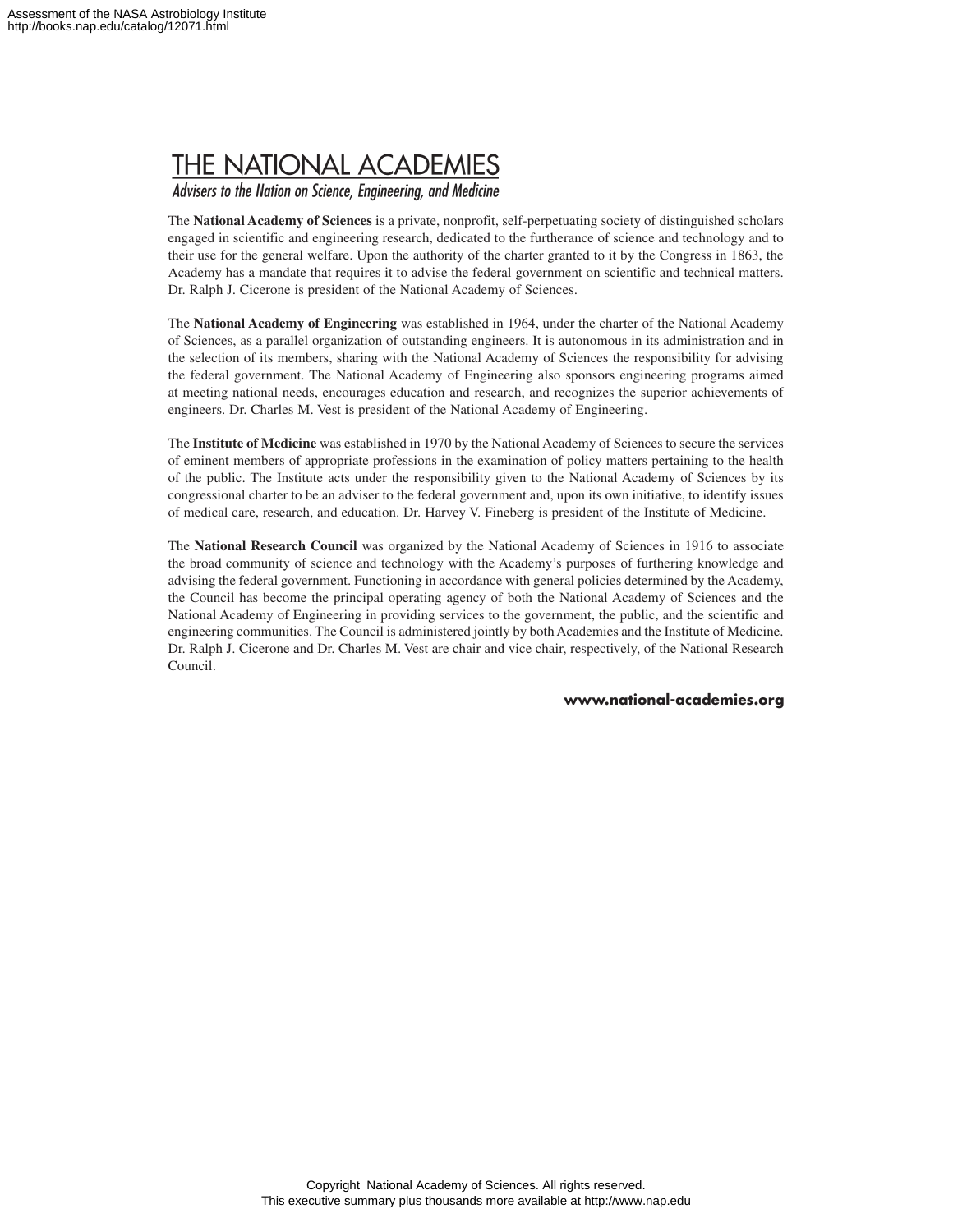# THE NATIONAL ACADEMIES

*Advisers to the Nation on Science, Engineering, and Medicine*

The **National Academy of Sciences** is a private, nonprofit, self-perpetuating society of distinguished scholars engaged in scientific and engineering research, dedicated to the furtherance of science and technology and to their use for the general welfare. Upon the authority of the charter granted to it by the Congress in 1863, the Academy has a mandate that requires it to advise the federal government on scientific and technical matters. Dr. Ralph J. Cicerone is president of the National Academy of Sciences.

The **National Academy of Engineering** was established in 1964, under the charter of the National Academy of Sciences, as a parallel organization of outstanding engineers. It is autonomous in its administration and in the selection of its members, sharing with the National Academy of Sciences the responsibility for advising the federal government. The National Academy of Engineering also sponsors engineering programs aimed at meeting national needs, encourages education and research, and recognizes the superior achievements of engineers. Dr. Charles M. Vest is president of the National Academy of Engineering.

The **Institute of Medicine** was established in 1970 by the National Academy of Sciences to secure the services of eminent members of appropriate professions in the examination of policy matters pertaining to the health of the public. The Institute acts under the responsibility given to the National Academy of Sciences by its congressional charter to be an adviser to the federal government and, upon its own initiative, to identify issues of medical care, research, and education. Dr. Harvey V. Fineberg is president of the Institute of Medicine.

The **National Research Council** was organized by the National Academy of Sciences in 1916 to associate the broad community of science and technology with the Academy's purposes of furthering knowledge and advising the federal government. Functioning in accordance with general policies determined by the Academy, the Council has become the principal operating agency of both the National Academy of Sciences and the National Academy of Engineering in providing services to the government, the public, and the scientific and engineering communities. The Council is administered jointly by both Academies and the Institute of Medicine. Dr. Ralph J. Cicerone and Dr. Charles M. Vest are chair and vice chair, respectively, of the National Research Council.

**www.national-academies.org**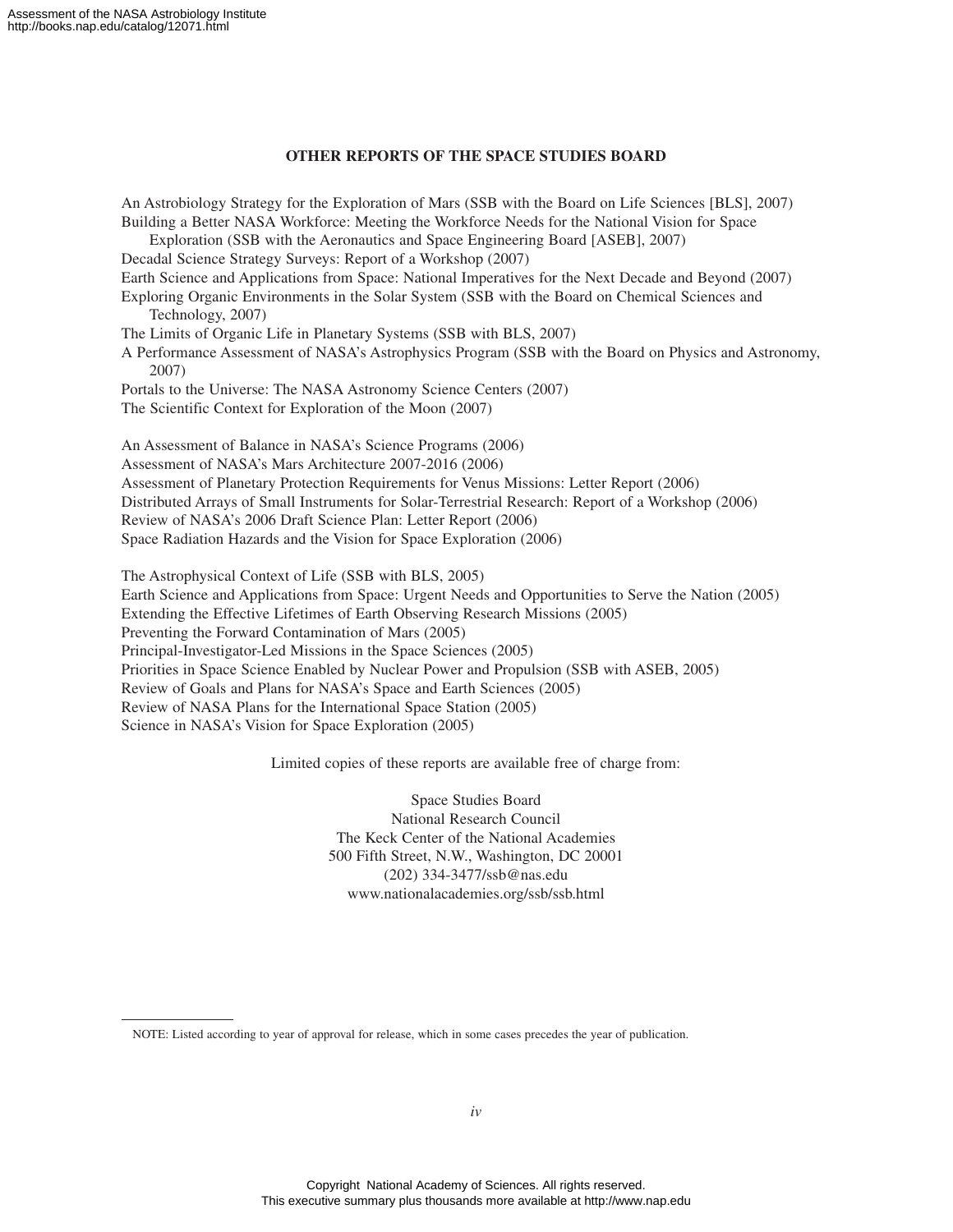## OTHER REPORTS OF THE SPACE STUDIES BOARD

An Astrobiology Strategy for the Exploration of Mars (SSB with the Board on Life Sciences [BLS], 2007)
Building a Better NASA Workforce: Meeting the Workforce Needs for the National Vision for Space Exploration (SSB with the Aeronautics and Space Engineering Board [ASEB], 2007)
Decadal Science Strategy Surveys: Report of a Workshop (2007)
Earth Science and Applications from Space: National Imperatives for the Next Decade and Beyond (2007)
Exploring Organic Environments in the Solar System (SSB with the Board on Chemical Sciences and Technology, 2007)
The Limits of Organic Life in Planetary Systems (SSB with BLS, 2007)
A Performance Assessment of NASA's Astrophysics Program (SSB with the Board on Physics and Astronomy, 2007)
Portals to the Universe: The NASA Astronomy Science Centers (2007)
The Scientific Context for Exploration of the Moon (2007)

An Assessment of Balance in NASA's Science Programs (2006)
Assessment of NASA's Mars Architecture 2007-2016 (2006)
Assessment of Planetary Protection Requirements for Venus Missions: Letter Report (2006)
Distributed Arrays of Small Instruments for Solar-Terrestrial Research: Report of a Workshop (2006)
Review of NASA's 2006 Draft Science Plan: Letter Report (2006)
Space Radiation Hazards and the Vision for Space Exploration (2006)

The Astrophysical Context of Life (SSB with BLS, 2005)
Earth Science and Applications from Space: Urgent Needs and Opportunities to Serve the Nation (2005)
Extending the Effective Lifetimes of Earth Observing Research Missions (2005)
Preventing the Forward Contamination of Mars (2005)
Principal-Investigator-Led Missions in the Space Sciences (2005)
Priorities in Space Science Enabled by Nuclear Power and Propulsion (SSB with ASEB, 2005)
Review of Goals and Plans for NASA's Space and Earth Sciences (2005)
Review of NASA Plans for the International Space Station (2005)
Science in NASA's Vision for Space Exploration (2005)

Limited copies of these reports are available free of charge from:

Space Studies Board
National Research Council
The Keck Center of the National Academies
500 Fifth Street, N.W., Washington, DC 20001
(202) 334-3477/ssb@nas.edu
www.nationalacademies.org/ssb/ssb.html

NOTE: Listed according to year of approval for release, which in some cases precedes the year of publication.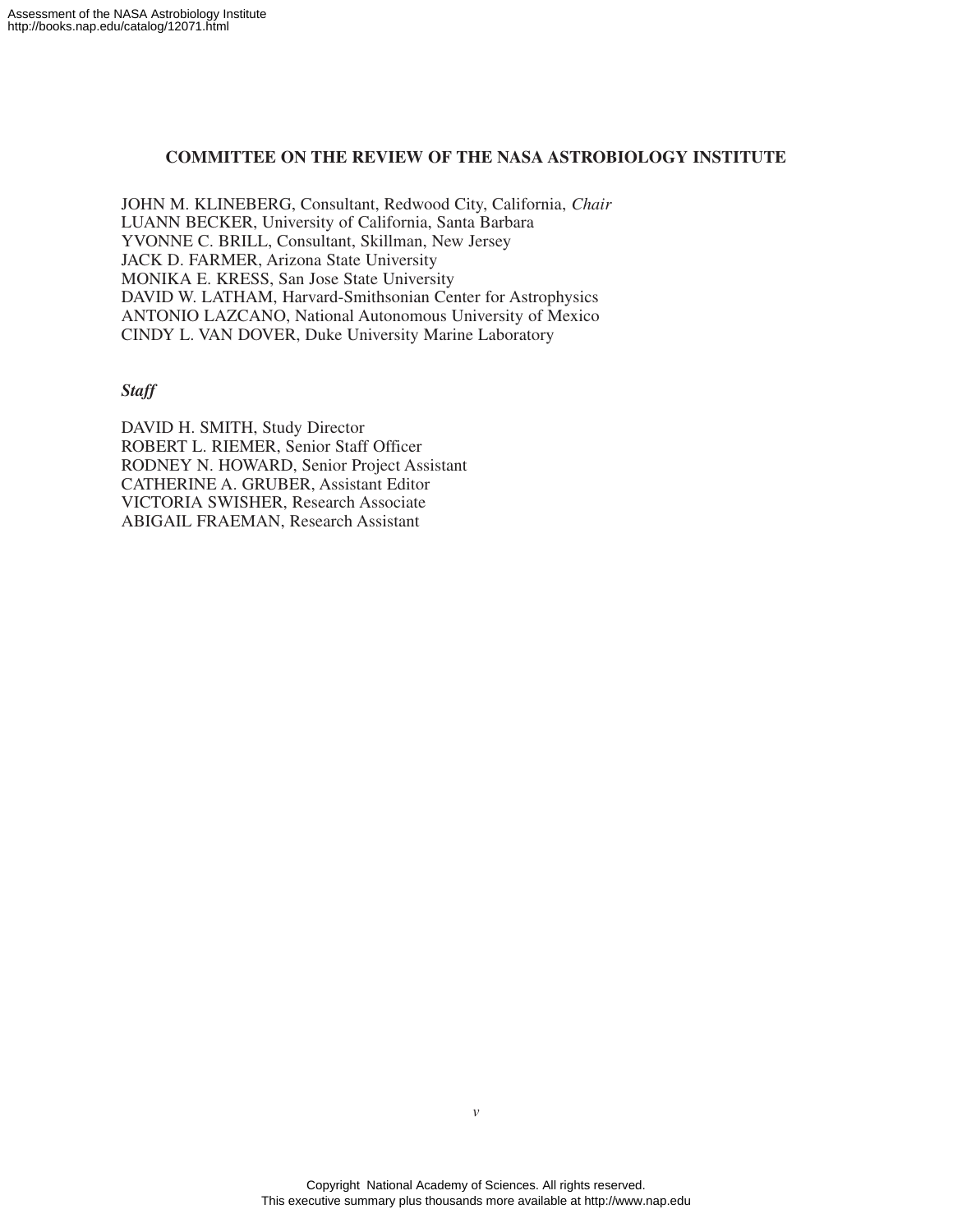## COMMITTEE ON THE REVIEW OF THE NASA ASTROBIOLOGY INSTITUTE

JOHN M. KLINEBERG, Consultant, Redwood City, California, *Chair*
LUANN BECKER, University of California, Santa Barbara
YVONNE C. BRILL, Consultant, Skillman, New Jersey
JACK D. FARMER, Arizona State University
MONIKA E. KRESS, San Jose State University
DAVID W. LATHAM, Harvard-Smithsonian Center for Astrophysics
ANTONIO LAZCANO, National Autonomous University of Mexico
CINDY L. VAN DOVER, Duke University Marine Laboratory

### *Staff*

DAVID H. SMITH, Study Director
ROBERT L. RIEMER, Senior Staff Officer
RODNEY N. HOWARD, Senior Project Assistant
CATHERINE A. GRUBER, Assistant Editor
VICTORIA SWISHER, Research Associate
ABIGAIL FRAEMAN, Research Assistant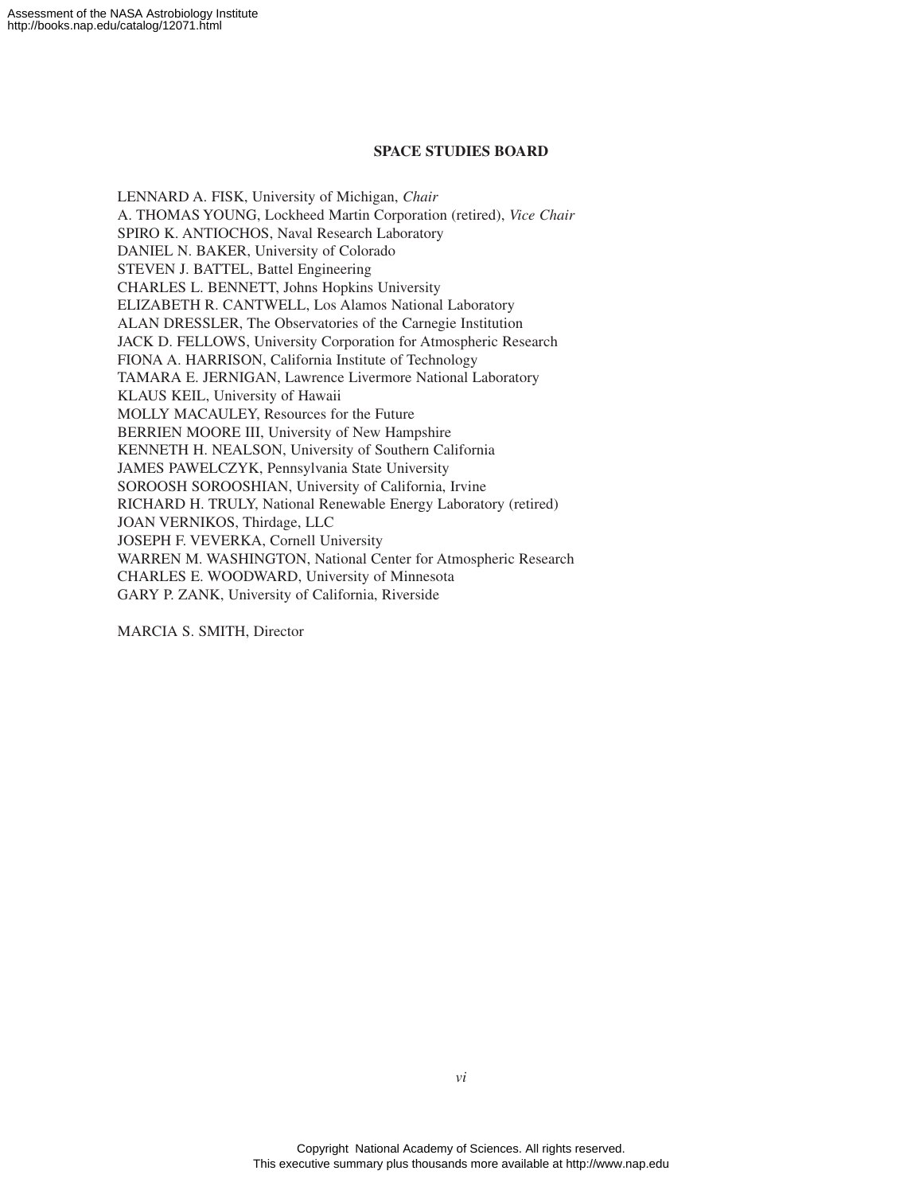## SPACE STUDIES BOARD

LENNARD A. FISK, University of Michigan, *Chair*
A. THOMAS YOUNG, Lockheed Martin Corporation (retired), *Vice Chair*
SPIRO K. ANTIOCHOS, Naval Research Laboratory
DANIEL N. BAKER, University of Colorado
STEVEN J. BATTEL, Battel Engineering
CHARLES L. BENNETT, Johns Hopkins University
ELIZABETH R. CANTWELL, Los Alamos National Laboratory
ALAN DRESSLER, The Observatories of the Carnegie Institution
JACK D. FELLOWS, University Corporation for Atmospheric Research
FIONA A. HARRISON, California Institute of Technology
TAMARA E. JERNIGAN, Lawrence Livermore National Laboratory
KLAUS KEIL, University of Hawaii
MOLLY MACAULEY, Resources for the Future
BERRIEN MOORE III, University of New Hampshire
KENNETH H. NEALSON, University of Southern California
JAMES PAWELCZYK, Pennsylvania State University
SOROOSH SOROOSHIAN, University of California, Irvine
RICHARD H. TRULY, National Renewable Energy Laboratory (retired)
JOAN VERNIKOS, Thirdage, LLC
JOSEPH F. VEVERKA, Cornell University
WARREN M. WASHINGTON, National Center for Atmospheric Research
CHARLES E. WOODWARD, University of Minnesota
GARY P. ZANK, University of California, Riverside

MARCIA S. SMITH, Director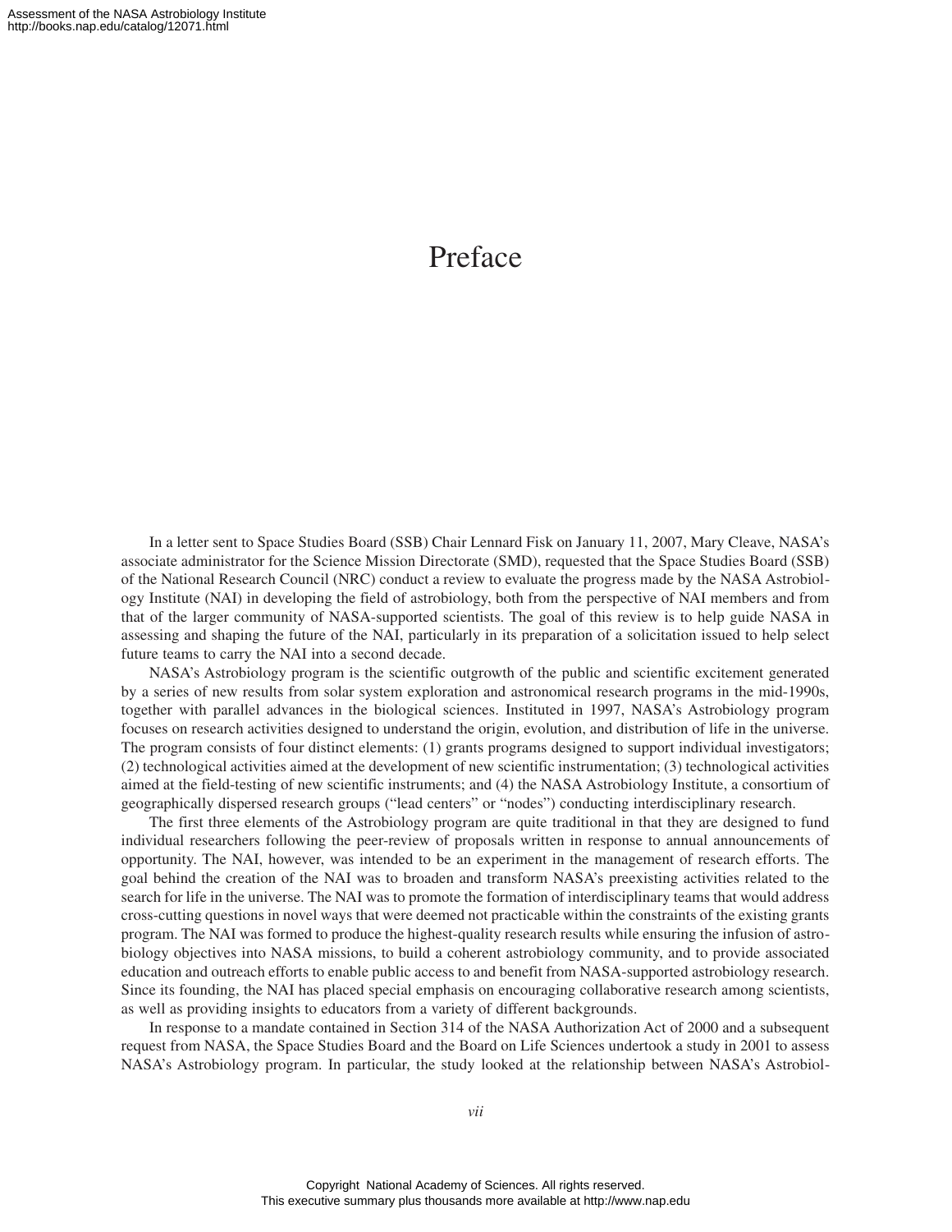# Preface

In a letter sent to Space Studies Board (SSB) Chair Lennard Fisk on January 11, 2007, Mary Cleave, NASA's associate administrator for the Science Mission Directorate (SMD), requested that the Space Studies Board (SSB) of the National Research Council (NRC) conduct a review to evaluate the progress made by the NASA Astrobiology Institute (NAI) in developing the field of astrobiology, both from the perspective of NAI members and from that of the larger community of NASA-supported scientists. The goal of this review is to help guide NASA in assessing and shaping the future of the NAI, particularly in its preparation of a solicitation issued to help select future teams to carry the NAI into a second decade.

NASA's Astrobiology program is the scientific outgrowth of the public and scientific excitement generated by a series of new results from solar system exploration and astronomical research programs in the mid-1990s, together with parallel advances in the biological sciences. Instituted in 1997, NASA's Astrobiology program focuses on research activities designed to understand the origin, evolution, and distribution of life in the universe. The program consists of four distinct elements: (1) grants programs designed to support individual investigators; (2) technological activities aimed at the development of new scientific instrumentation; (3) technological activities aimed at the field-testing of new scientific instruments; and (4) the NASA Astrobiology Institute, a consortium of geographically dispersed research groups ("lead centers" or "nodes") conducting interdisciplinary research.

The first three elements of the Astrobiology program are quite traditional in that they are designed to fund individual researchers following the peer-review of proposals written in response to annual announcements of opportunity. The NAI, however, was intended to be an experiment in the management of research efforts. The goal behind the creation of the NAI was to broaden and transform NASA's preexisting activities related to the search for life in the universe. The NAI was to promote the formation of interdisciplinary teams that would address cross-cutting questions in novel ways that were deemed not practicable within the constraints of the existing grants program. The NAI was formed to produce the highest-quality research results while ensuring the infusion of astrobiology objectives into NASA missions, to build a coherent astrobiology community, and to provide associated education and outreach efforts to enable public access to and benefit from NASA-supported astrobiology research. Since its founding, the NAI has placed special emphasis on encouraging collaborative research among scientists, as well as providing insights to educators from a variety of different backgrounds.

In response to a mandate contained in Section 314 of the NASA Authorization Act of 2000 and a subsequent request from NASA, the Space Studies Board and the Board on Life Sciences undertook a study in 2001 to assess NASA's Astrobiology program. In particular, the study looked at the relationship between NASA's Astrobiol-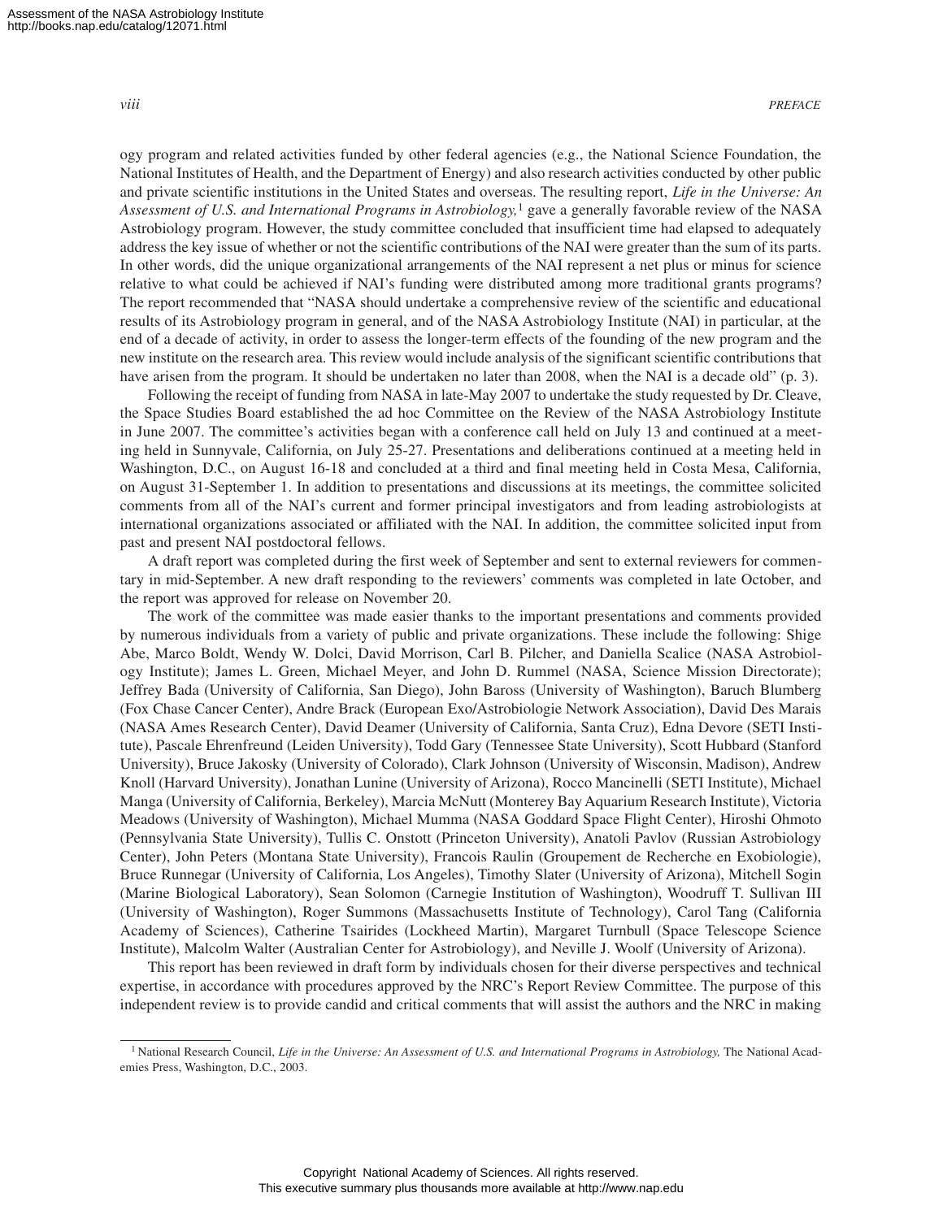ogy program and related activities funded by other federal agencies (e.g., the National Science Foundation, the National Institutes of Health, and the Department of Energy) and also research activities conducted by other public and private scientific institutions in the United States and overseas. The resulting report, *Life in the Universe: An Assessment of U.S. and International Programs in Astrobiology,*[1] gave a generally favorable review of the NASA Astrobiology program. However, the study committee concluded that insufficient time had elapsed to adequately address the key issue of whether or not the scientific contributions of the NAI were greater than the sum of its parts. In other words, did the unique organizational arrangements of the NAI represent a net plus or minus for science relative to what could be achieved if NAI's funding were distributed among more traditional grants programs? The report recommended that "NASA should undertake a comprehensive review of the scientific and educational results of its Astrobiology program in general, and of the NASA Astrobiology Institute (NAI) in particular, at the end of a decade of activity, in order to assess the longer-term effects of the founding of the new program and the new institute on the research area. This review would include analysis of the significant scientific contributions that have arisen from the program. It should be undertaken no later than 2008, when the NAI is a decade old" (p. 3).

Following the receipt of funding from NASA in late-May 2007 to undertake the study requested by Dr. Cleave, the Space Studies Board established the ad hoc Committee on the Review of the NASA Astrobiology Institute in June 2007. The committee's activities began with a conference call held on July 13 and continued at a meeting held in Sunnyvale, California, on July 25-27. Presentations and deliberations continued at a meeting held in Washington, D.C., on August 16-18 and concluded at a third and final meeting held in Costa Mesa, California, on August 31-September 1. In addition to presentations and discussions at its meetings, the committee solicited comments from all of the NAI's current and former principal investigators and from leading astrobiologists at international organizations associated or affiliated with the NAI. In addition, the committee solicited input from past and present NAI postdoctoral fellows.

A draft report was completed during the first week of September and sent to external reviewers for commentary in mid-September. A new draft responding to the reviewers' comments was completed in late October, and the report was approved for release on November 20.

The work of the committee was made easier thanks to the important presentations and comments provided by numerous individuals from a variety of public and private organizations. These include the following: Shige Abe, Marco Boldt, Wendy W. Dolci, David Morrison, Carl B. Pilcher, and Daniella Scalice (NASA Astrobiology Institute); James L. Green, Michael Meyer, and John D. Rummel (NASA, Science Mission Directorate); Jeffrey Bada (University of California, San Diego), John Baross (University of Washington), Baruch Blumberg (Fox Chase Cancer Center), Andre Brack (European Exo/Astrobiologie Network Association), David Des Marais (NASA Ames Research Center), David Deamer (University of California, Santa Cruz), Edna Devore (SETI Institute), Pascale Ehrenfreund (Leiden University), Todd Gary (Tennessee State University), Scott Hubbard (Stanford University), Bruce Jakosky (University of Colorado), Clark Johnson (University of Wisconsin, Madison), Andrew Knoll (Harvard University), Jonathan Lunine (University of Arizona), Rocco Mancinelli (SETI Institute), Michael Manga (University of California, Berkeley), Marcia McNutt (Monterey Bay Aquarium Research Institute), Victoria Meadows (University of Washington), Michael Mumma (NASA Goddard Space Flight Center), Hiroshi Ohmoto (Pennsylvania State University), Tullis C. Onstott (Princeton University), Anatoli Pavlov (Russian Astrobiology Center), John Peters (Montana State University), Francois Raulin (Groupement de Recherche en Exobiologie), Bruce Runnegar (University of California, Los Angeles), Timothy Slater (University of Arizona), Mitchell Sogin (Marine Biological Laboratory), Sean Solomon (Carnegie Institution of Washington), Woodruff T. Sullivan III (University of Washington), Roger Summons (Massachusetts Institute of Technology), Carol Tang (California Academy of Sciences), Catherine Tsairides (Lockheed Martin), Margaret Turnbull (Space Telescope Science Institute), Malcolm Walter (Australian Center for Astrobiology), and Neville J. Woolf (University of Arizona).

This report has been reviewed in draft form by individuals chosen for their diverse perspectives and technical expertise, in accordance with procedures approved by the NRC's Report Review Committee. The purpose of this independent review is to provide candid and critical comments that will assist the authors and the NRC in making

[1] National Research Council, *Life in the Universe: An Assessment of U.S. and International Programs in Astrobiology,* The National Academies Press, Washington, D.C., 2003.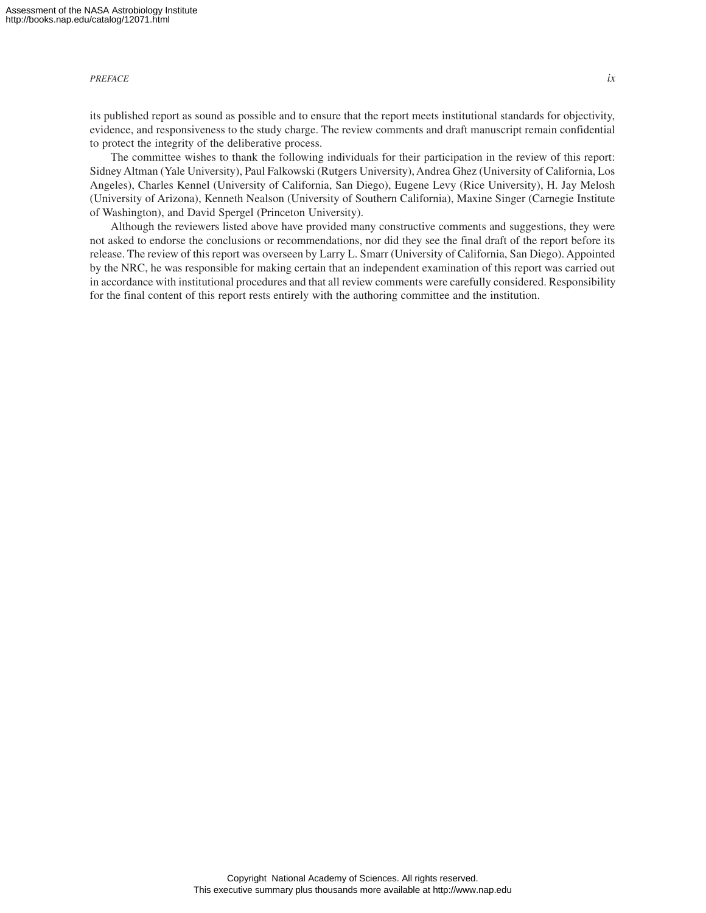its published report as sound as possible and to ensure that the report meets institutional standards for objectivity, evidence, and responsiveness to the study charge. The review comments and draft manuscript remain confidential to protect the integrity of the deliberative process.

The committee wishes to thank the following individuals for their participation in the review of this report: Sidney Altman (Yale University), Paul Falkowski (Rutgers University), Andrea Ghez (University of California, Los Angeles), Charles Kennel (University of California, San Diego), Eugene Levy (Rice University), H. Jay Melosh (University of Arizona), Kenneth Nealson (University of Southern California), Maxine Singer (Carnegie Institute of Washington), and David Spergel (Princeton University).

Although the reviewers listed above have provided many constructive comments and suggestions, they were not asked to endorse the conclusions or recommendations, nor did they see the final draft of the report before its release. The review of this report was overseen by Larry L. Smarr (University of California, San Diego). Appointed by the NRC, he was responsible for making certain that an independent examination of this report was carried out in accordance with institutional procedures and that all review comments were carefully considered. Responsibility for the final content of this report rests entirely with the authoring committee and the institution.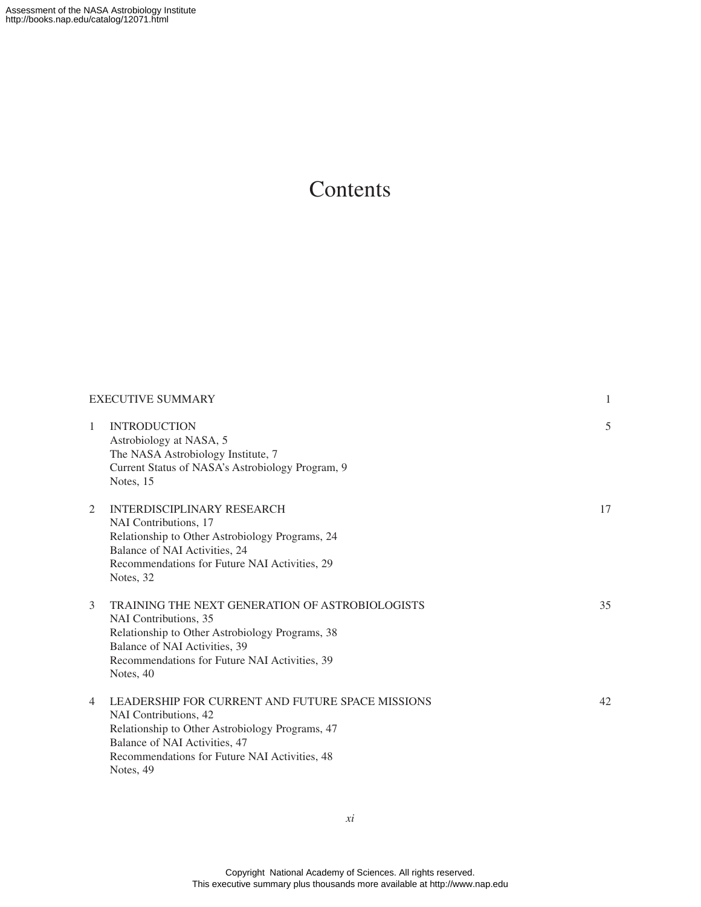# Contents

EXECUTIVE SUMMARY 1

1 INTRODUCTION 5
 Astrobiology at NASA, 5
 The NASA Astrobiology Institute, 7
 Current Status of NASA's Astrobiology Program, 9
 Notes, 15

2 INTERDISCIPLINARY RESEARCH 17
 NAI Contributions, 17
 Relationship to Other Astrobiology Programs, 24
 Balance of NAI Activities, 24
 Recommendations for Future NAI Activities, 29
 Notes, 32

3 TRAINING THE NEXT GENERATION OF ASTROBIOLOGISTS 35
 NAI Contributions, 35
 Relationship to Other Astrobiology Programs, 38
 Balance of NAI Activities, 39
 Recommendations for Future NAI Activities, 39
 Notes, 40

4 LEADERSHIP FOR CURRENT AND FUTURE SPACE MISSIONS 42
 NAI Contributions, 42
 Relationship to Other Astrobiology Programs, 47
 Balance of NAI Activities, 47
 Recommendations for Future NAI Activities, 48
 Notes, 49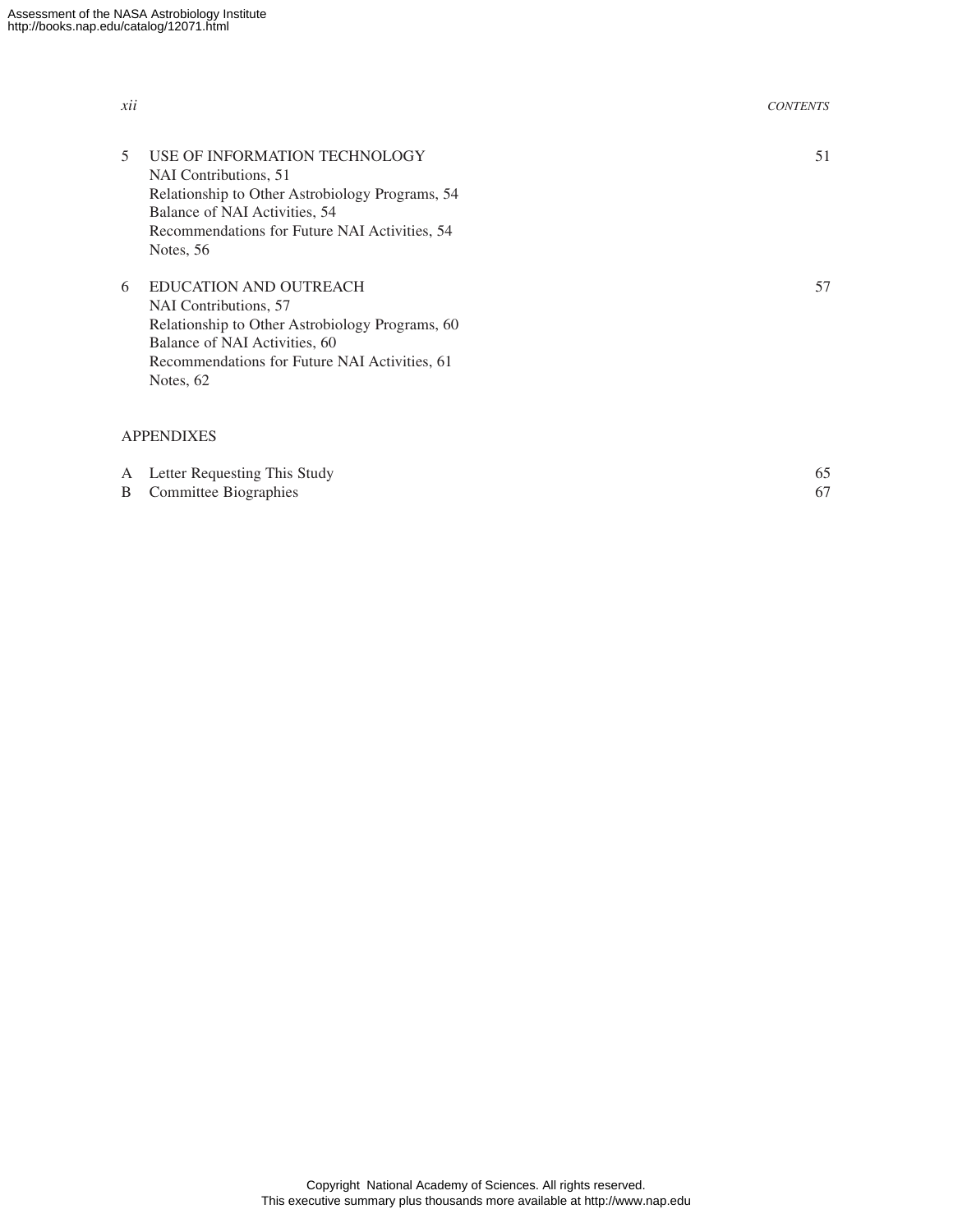5 USE OF INFORMATION TECHNOLOGY 51
- NAI Contributions, 51
- Relationship to Other Astrobiology Programs, 54
- Balance of NAI Activities, 54
- Recommendations for Future NAI Activities, 54
- Notes, 56

6 EDUCATION AND OUTREACH 57
- NAI Contributions, 57
- Relationship to Other Astrobiology Programs, 60
- Balance of NAI Activities, 60
- Recommendations for Future NAI Activities, 61
- Notes, 62

APPENDIXES

A Letter Requesting This Study 65

B Committee Biographies 67